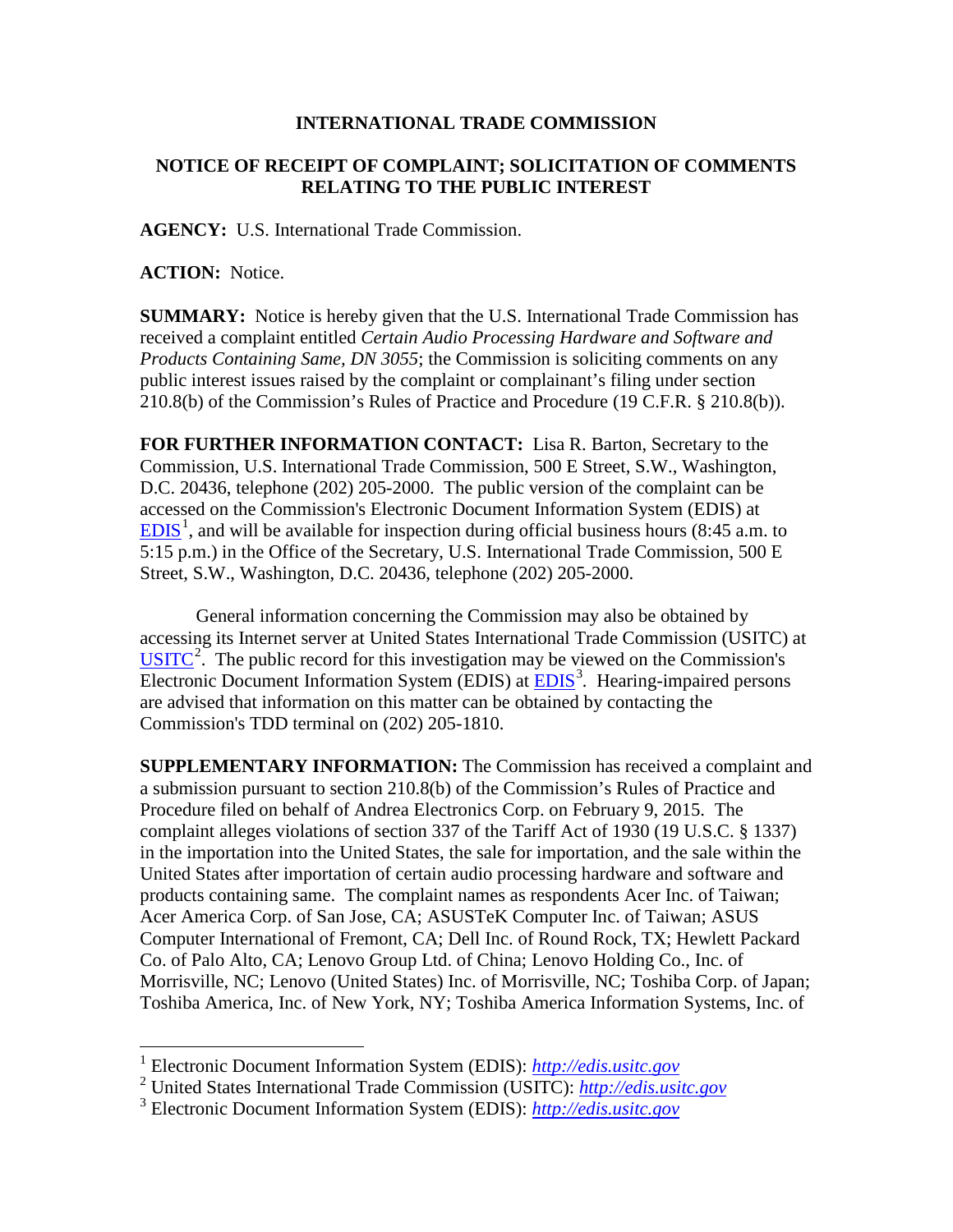**INTERNATIONAL TRADE COMMISSION**

**NOTICE OF RECEIPT OF COMPLAINT; SOLICITATION OF COMMENTS RELATING TO THE PUBLIC INTEREST**

**AGENCY:** U.S. International Trade Commission.

**ACTION:** Notice.

**SUMMARY:** Notice is hereby given that the U.S. International Trade Commission has received a complaint entitled *Certain Audio Processing Hardware and Software and Products Containing Same, DN 3055*; the Commission is soliciting comments on any public interest issues raised by the complaint or complainant's filing under section 210.8(b) of the Commission's Rules of Practice and Procedure (19 C.F.R. § 210.8(b)).

**FOR FURTHER INFORMATION CONTACT:** Lisa R. Barton, Secretary to the Commission, U.S. International Trade Commission, 500 E Street, S.W., Washington, D.C. 20436, telephone (202) 205-2000. The public version of the complaint can be accessed on the Commission's Electronic Document Information System (EDIS) at EDIS[1], and will be available for inspection during official business hours (8:45 a.m. to 5:15 p.m.) in the Office of the Secretary, U.S. International Trade Commission, 500 E Street, S.W., Washington, D.C. 20436, telephone (202) 205-2000.

General information concerning the Commission may also be obtained by accessing its Internet server at United States International Trade Commission (USITC) at USITC[2]. The public record for this investigation may be viewed on the Commission's Electronic Document Information System (EDIS) at EDIS[3]. Hearing-impaired persons are advised that information on this matter can be obtained by contacting the Commission's TDD terminal on (202) 205-1810.

**SUPPLEMENTARY INFORMATION:** The Commission has received a complaint and a submission pursuant to section 210.8(b) of the Commission's Rules of Practice and Procedure filed on behalf of Andrea Electronics Corp. on February 9, 2015. The complaint alleges violations of section 337 of the Tariff Act of 1930 (19 U.S.C. § 1337) in the importation into the United States, the sale for importation, and the sale within the United States after importation of certain audio processing hardware and software and products containing same. The complaint names as respondents Acer Inc. of Taiwan; Acer America Corp. of San Jose, CA; ASUSTeK Computer Inc. of Taiwan; ASUS Computer International of Fremont, CA; Dell Inc. of Round Rock, TX; Hewlett Packard Co. of Palo Alto, CA; Lenovo Group Ltd. of China; Lenovo Holding Co., Inc. of Morrisville, NC; Lenovo (United States) Inc. of Morrisville, NC; Toshiba Corp. of Japan; Toshiba America, Inc. of New York, NY; Toshiba America Information Systems, Inc. of

---

[1] Electronic Document Information System (EDIS): *http://edis.usitc.gov*

[2] United States International Trade Commission (USITC): *http://edis.usitc.gov*

[3] Electronic Document Information System (EDIS): *http://edis.usitc.gov*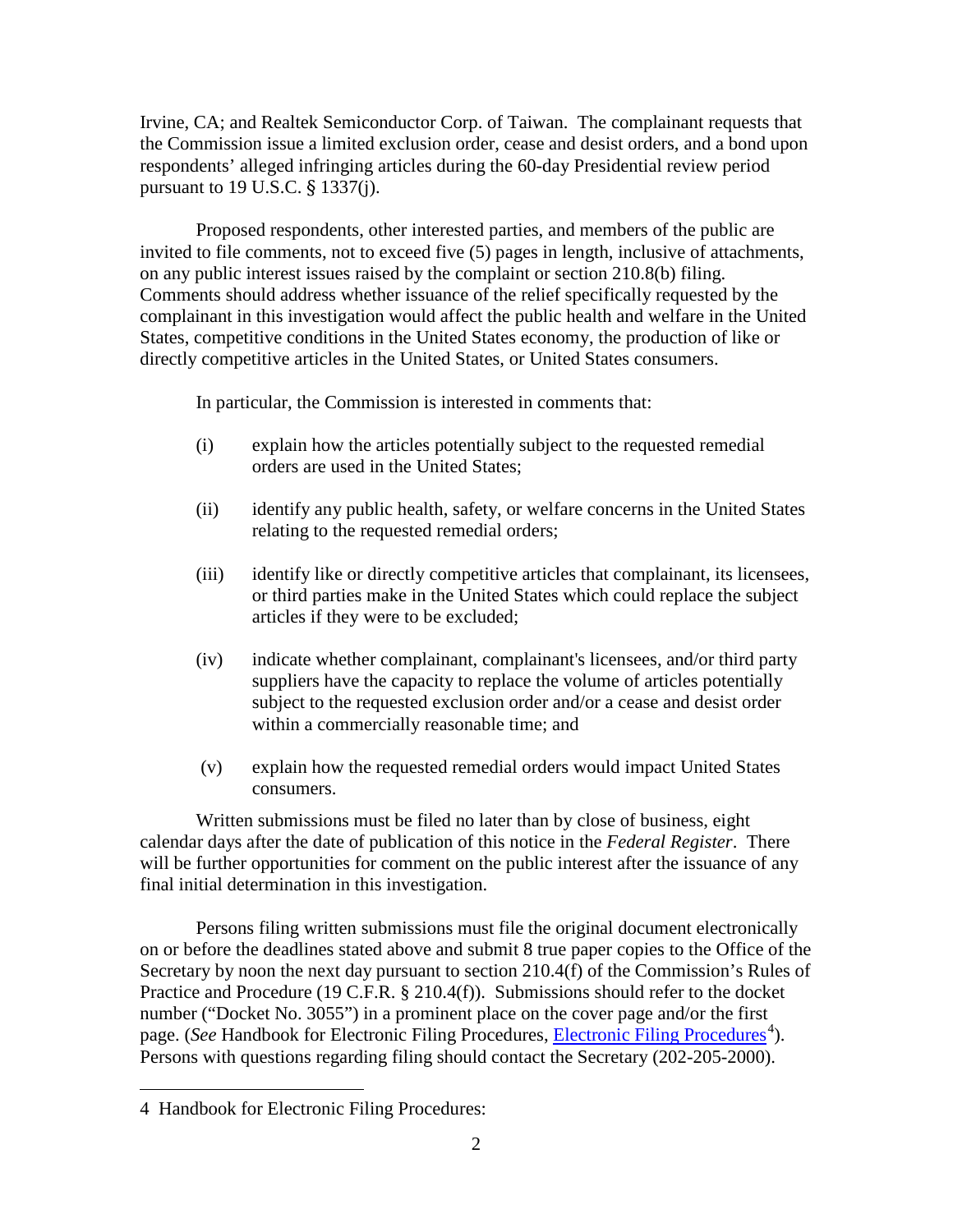Irvine, CA; and Realtek Semiconductor Corp. of Taiwan. The complainant requests that the Commission issue a limited exclusion order, cease and desist orders, and a bond upon respondents' alleged infringing articles during the 60-day Presidential review period pursuant to 19 U.S.C. § 1337(j).

Proposed respondents, other interested parties, and members of the public are invited to file comments, not to exceed five (5) pages in length, inclusive of attachments, on any public interest issues raised by the complaint or section 210.8(b) filing. Comments should address whether issuance of the relief specifically requested by the complainant in this investigation would affect the public health and welfare in the United States, competitive conditions in the United States economy, the production of like or directly competitive articles in the United States, or United States consumers.

In particular, the Commission is interested in comments that:

(i) explain how the articles potentially subject to the requested remedial orders are used in the United States;

(ii) identify any public health, safety, or welfare concerns in the United States relating to the requested remedial orders;

(iii) identify like or directly competitive articles that complainant, its licensees, or third parties make in the United States which could replace the subject articles if they were to be excluded;

(iv) indicate whether complainant, complainant's licensees, and/or third party suppliers have the capacity to replace the volume of articles potentially subject to the requested exclusion order and/or a cease and desist order within a commercially reasonable time; and

(v) explain how the requested remedial orders would impact United States consumers.

Written submissions must be filed no later than by close of business, eight calendar days after the date of publication of this notice in the *Federal Register*. There will be further opportunities for comment on the public interest after the issuance of any final initial determination in this investigation.

Persons filing written submissions must file the original document electronically on or before the deadlines stated above and submit 8 true paper copies to the Office of the Secretary by noon the next day pursuant to section 210.4(f) of the Commission's Rules of Practice and Procedure (19 C.F.R. § 210.4(f)). Submissions should refer to the docket number ("Docket No. 3055") in a prominent place on the cover page and/or the first page. (*See* Handbook for Electronic Filing Procedures, Electronic Filing Procedures[4]). Persons with questions regarding filing should contact the Secretary (202-205-2000).

---

4 Handbook for Electronic Filing Procedures: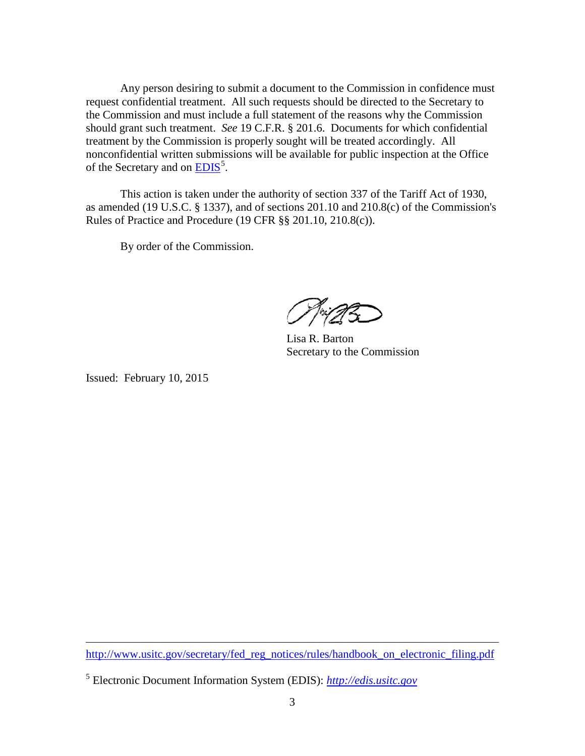Any person desiring to submit a document to the Commission in confidence must request confidential treatment. All such requests should be directed to the Secretary to the Commission and must include a full statement of the reasons why the Commission should grant such treatment. *See* 19 C.F.R. § 201.6. Documents for which confidential treatment by the Commission is properly sought will be treated accordingly. All nonconfidential written submissions will be available for public inspection at the Office of the Secretary and on EDIS[5].

This action is taken under the authority of section 337 of the Tariff Act of 1930, as amended (19 U.S.C. § 1337), and of sections 201.10 and 210.8(c) of the Commission's Rules of Practice and Procedure (19 CFR §§ 201.10, 210.8(c)).

By order of the Commission.

Lisa R. Barton
Secretary to the Commission

Issued: February 10, 2015

---

http://www.usitc.gov/secretary/fed_reg_notices/rules/handbook_on_electronic_filing.pdf

[5] Electronic Document Information System (EDIS): *http://edis.usitc.gov*